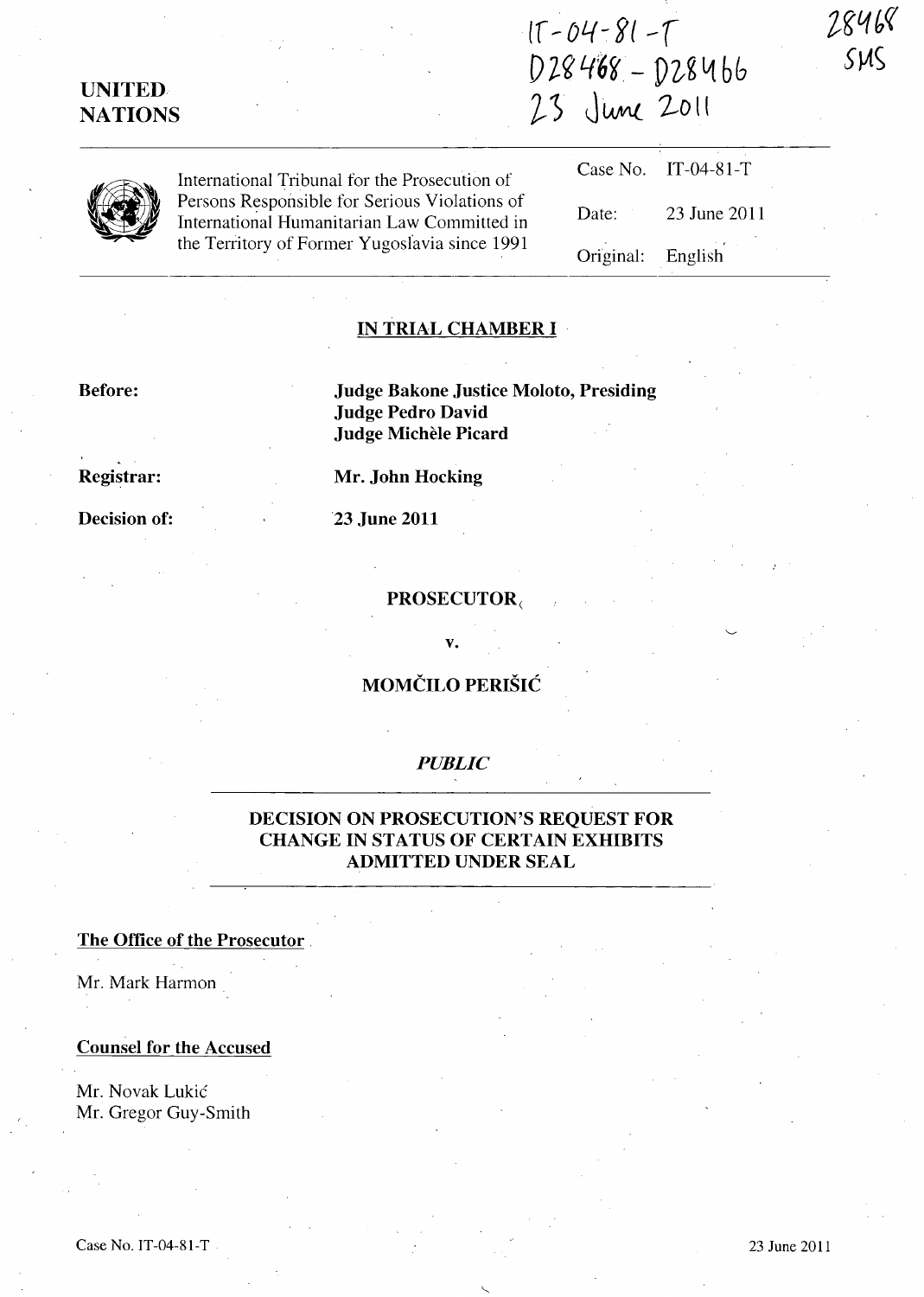IT-04-81-T
D28468 - D28466
23 June 2011

28468
SMS

**UNITED NATIONS**

International Tribunal for the Prosecution of Persons Responsible for Serious Violations of International Humanitarian Law Committed in the Territory of Former Yugoslavia since 1991

| | |
|---|---|
| Case No. | IT-04-81-T |
| Date: | 23 June 2011 |
| Original: | English |

## IN TRIAL CHAMBER I

**Before:** **Judge Bakone Justice Moloto, Presiding**
**Judge Pedro David**
**Judge Michèle Picard**

**Registrar:** **Mr. John Hocking**

**Decision of:** **23 June 2011**

**PROSECUTOR**

**v.**

**MOMČILO PERIŠIĆ**

*PUBLIC*

## DECISION ON PROSECUTION'S REQUEST FOR CHANGE IN STATUS OF CERTAIN EXHIBITS ADMITTED UNDER SEAL

**The Office of the Prosecutor**

Mr. Mark Harmon

**Counsel for the Accused**

Mr. Novak Lukić
Mr. Gregor Guy-Smith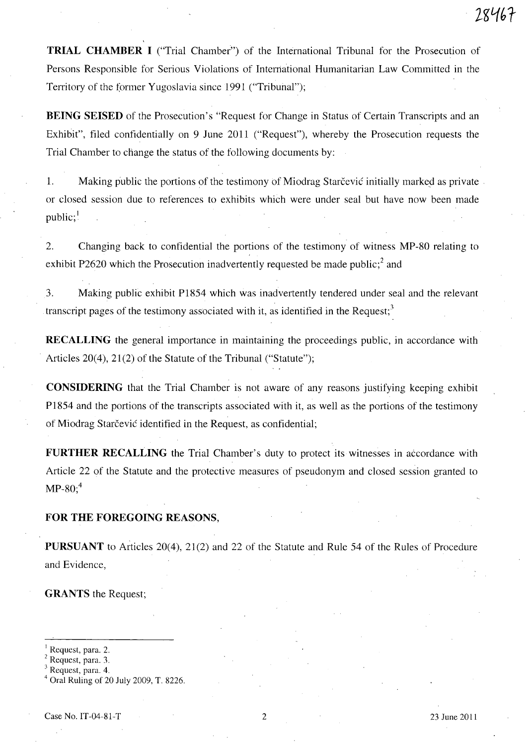**TRIAL CHAMBER I** ("Trial Chamber") of the International Tribunal for the Prosecution of Persons Responsible for Serious Violations of International Humanitarian Law Committed in the Territory of the former Yugoslavia since 1991 ("Tribunal");

**BEING SEISED** of the Prosecution's "Request for Change in Status of Certain Transcripts and an Exhibit", filed confidentially on 9 June 2011 ("Request"), whereby the Prosecution requests the Trial Chamber to change the status of the following documents by:

1. Making public the portions of the testimony of Miodrag Starčević initially marked as private or closed session due to references to exhibits which were under seal but have now been made public;[1]

2. Changing back to confidential the portions of the testimony of witness MP-80 relating to exhibit P2620 which the Prosecution inadvertently requested be made public;[2] and

3. Making public exhibit P1854 which was inadvertently tendered under seal and the relevant transcript pages of the testimony associated with it, as identified in the Request;[3]

**RECALLING** the general importance in maintaining the proceedings public, in accordance with Articles 20(4), 21(2) of the Statute of the Tribunal ("Statute");

**CONSIDERING** that the Trial Chamber is not aware of any reasons justifying keeping exhibit P1854 and the portions of the transcripts associated with it, as well as the portions of the testimony of Miodrag Starčević identified in the Request, as confidential;

**FURTHER RECALLING** the Trial Chamber's duty to protect its witnesses in accordance with Article 22 of the Statute and the protective measures of pseudonym and closed session granted to MP-80;[4]

**FOR THE FOREGOING REASONS,**

**PURSUANT** to Articles 20(4), 21(2) and 22 of the Statute and Rule 54 of the Rules of Procedure and Evidence,

**GRANTS** the Request;

---

[1] Request, para. 2.
[2] Request, para. 3.
[3] Request, para. 4.
[4] Oral Ruling of 20 July 2009, T. 8226.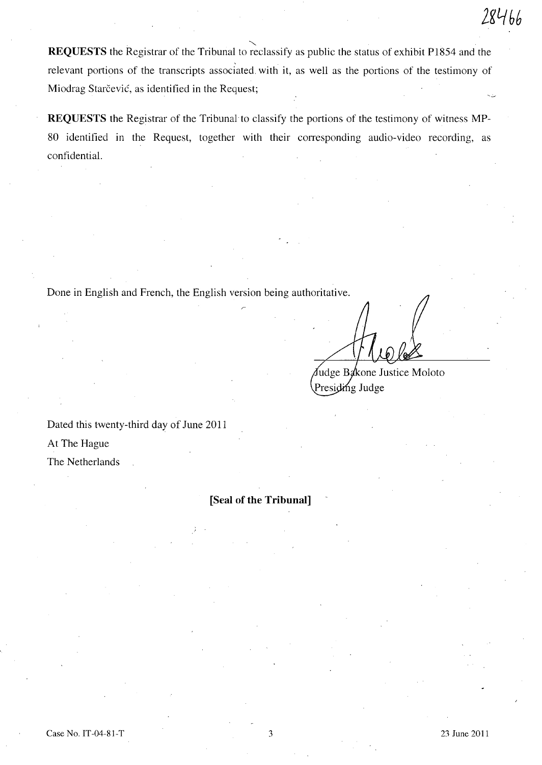**REQUESTS** the Registrar of the Tribunal to reclassify as public the status of exhibit P1854 and the relevant portions of the transcripts associated with it, as well as the portions of the testimony of Miodrag Starčević, as identified in the Request;

**REQUESTS** the Registrar of the Tribunal to classify the portions of the testimony of witness MP-80 identified in the Request, together with their corresponding audio-video recording, as confidential.

Done in English and French, the English version being authoritative.

Judge Bakone Justice Moloto
Presiding Judge

Dated this twenty-third day of June 2011
At The Hague
The Netherlands

**[Seal of the Tribunal]**